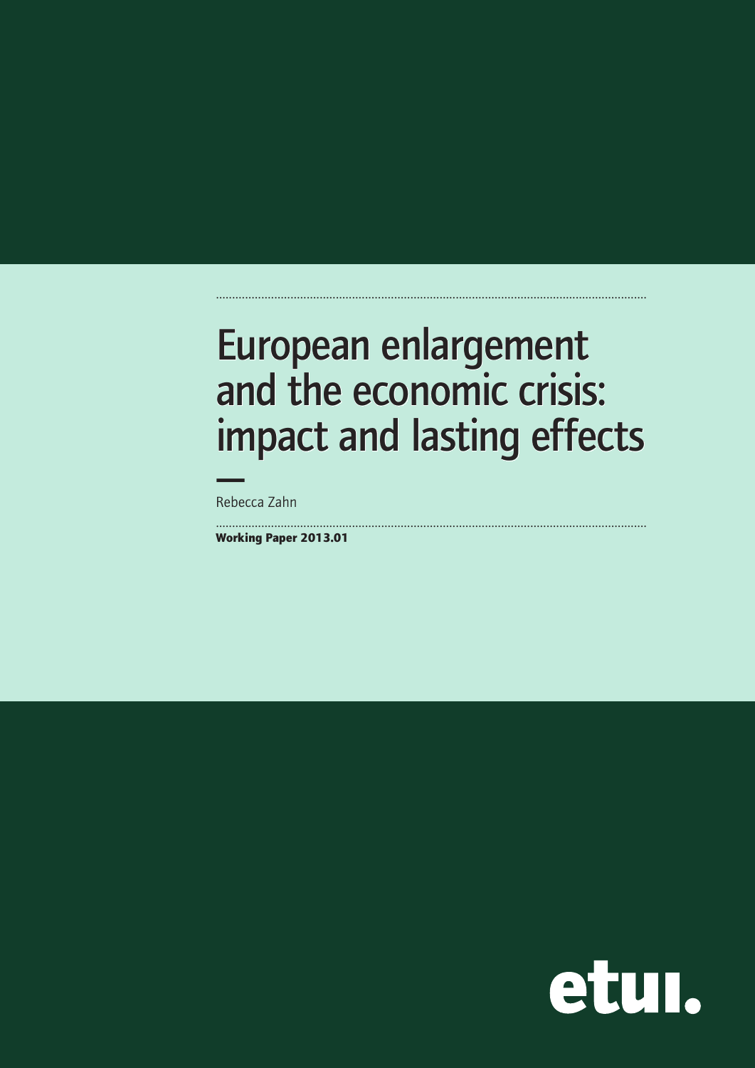# European enlargement and the economic crisis: impact and lasting effects

—

Rebecca Zahn

**Working Paper 2013.01**

etui.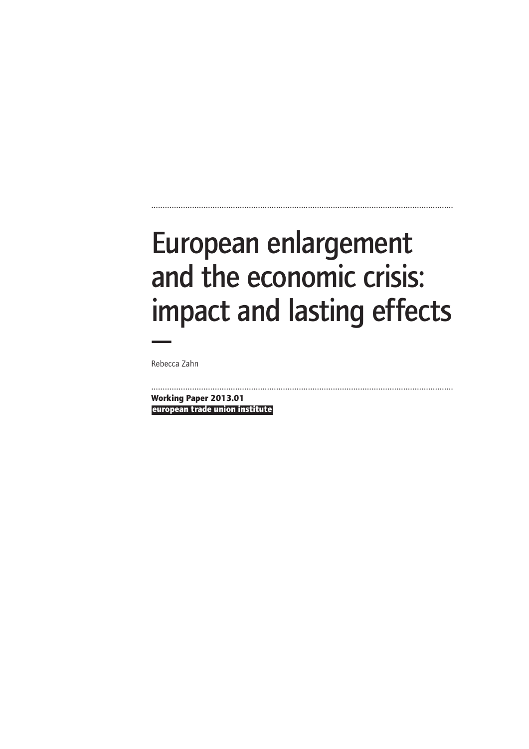# European enlargement and the economic crisis: impact and lasting effects

—

Rebecca Zahn

**Working Paper 2013.01**

**european trade union institute**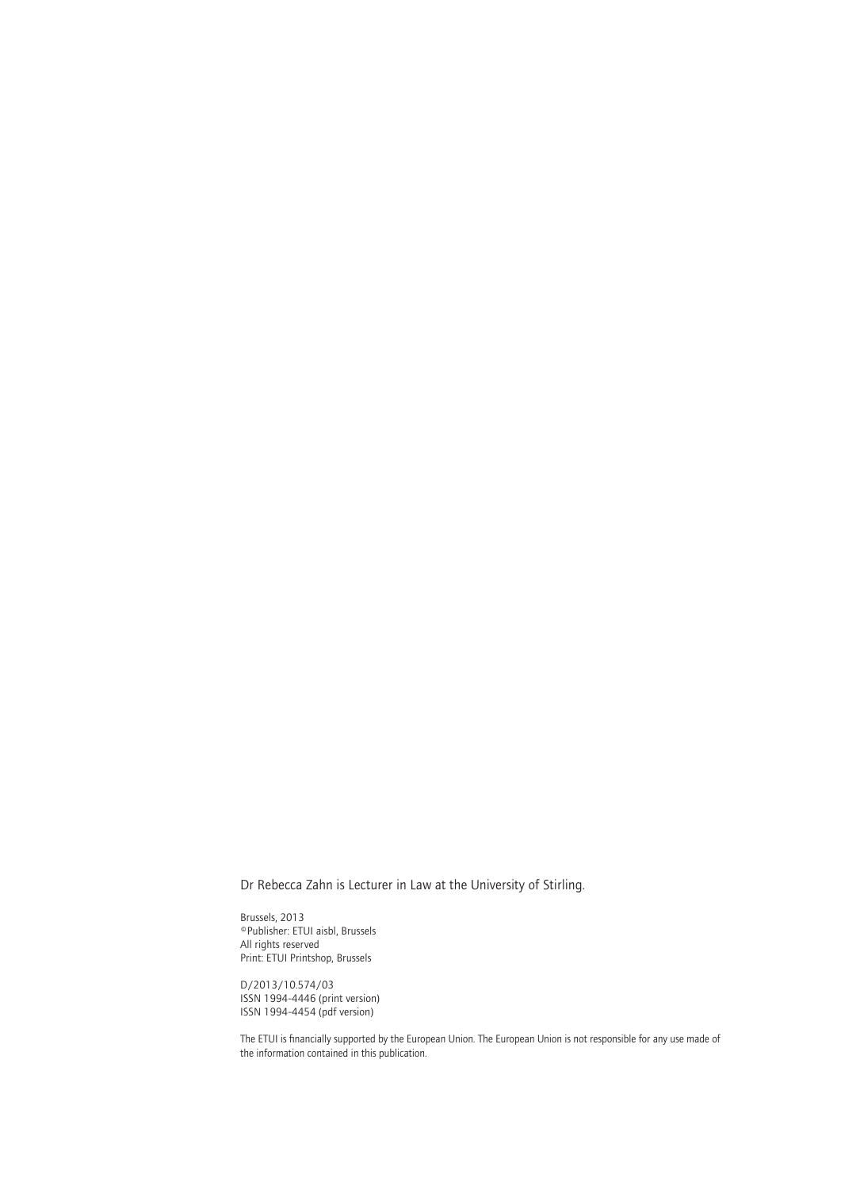Dr Rebecca Zahn is Lecturer in Law at the University of Stirling.

Brussels, 2013
©Publisher: ETUI aisbl, Brussels
All rights reserved
Print: ETUI Printshop, Brussels

D/2013/10.574/03
ISSN 1994-4446 (print version)
ISSN 1994-4454 (pdf version)

The ETUI is financially supported by the European Union. The European Union is not responsible for any use made of the information contained in this publication.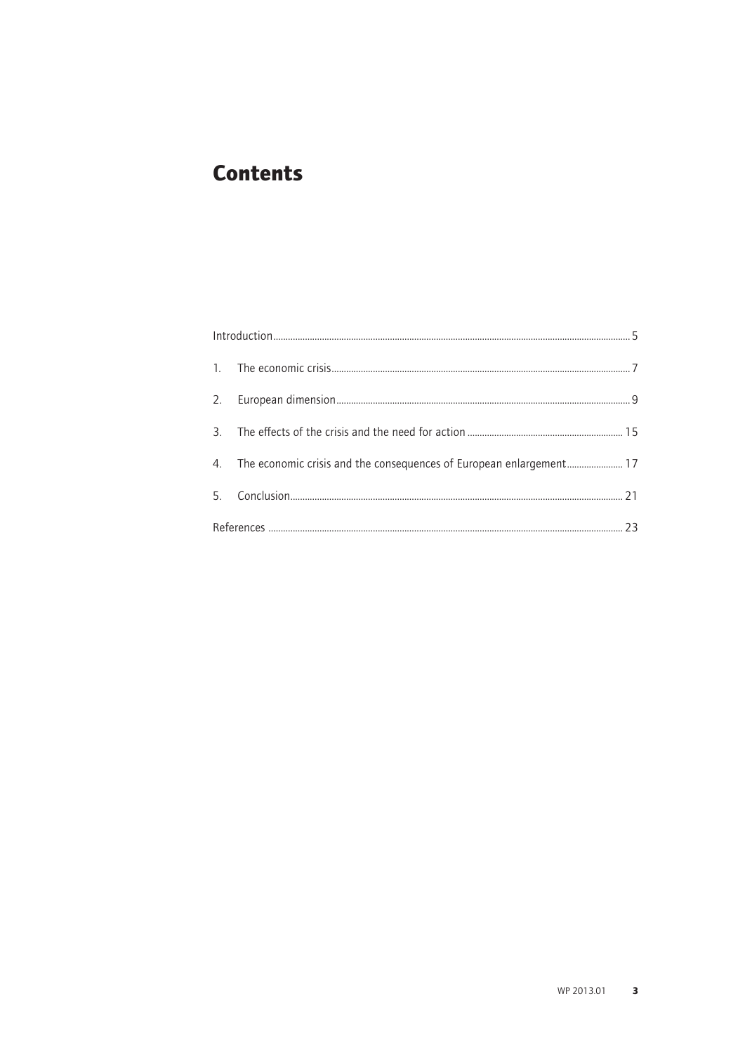# Contents

Introduction ..... 5

1. The economic crisis ..... 7
2. European dimension ..... 9
3. The effects of the crisis and the need for action ..... 15
4. The economic crisis and the consequences of European enlargement ..... 17
5. Conclusion ..... 21

References ..... 23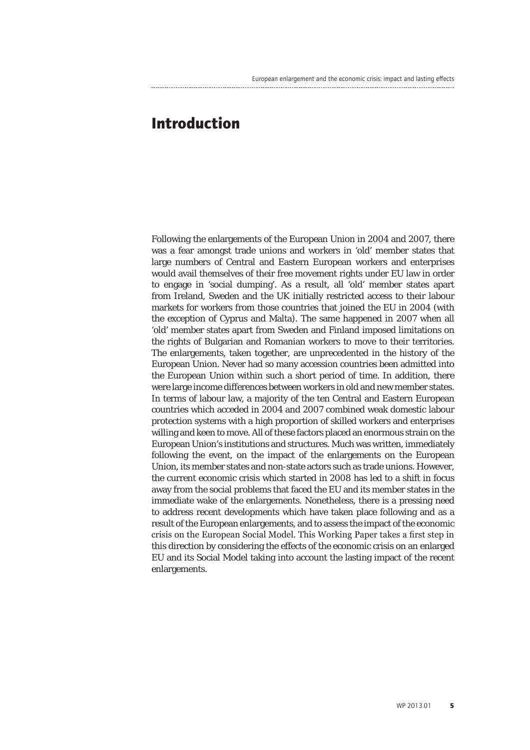# Introduction

Following the enlargements of the European Union in 2004 and 2007, there was a fear amongst trade unions and workers in 'old' member states that large numbers of Central and Eastern European workers and enterprises would avail themselves of their free movement rights under EU law in order to engage in 'social dumping'. As a result, all 'old' member states apart from Ireland, Sweden and the UK initially restricted access to their labour markets for workers from those countries that joined the EU in 2004 (with the exception of Cyprus and Malta). The same happened in 2007 when all 'old' member states apart from Sweden and Finland imposed limitations on the rights of Bulgarian and Romanian workers to move to their territories. The enlargements, taken together, are unprecedented in the history of the European Union. Never had so many accession countries been admitted into the European Union within such a short period of time. In addition, there were large income differences between workers in old and new member states. In terms of labour law, a majority of the ten Central and Eastern European countries which acceded in 2004 and 2007 combined weak domestic labour protection systems with a high proportion of skilled workers and enterprises willing and keen to move. All of these factors placed an enormous strain on the European Union's institutions and structures. Much was written, immediately following the event, on the impact of the enlargements on the European Union, its member states and non-state actors such as trade unions. However, the current economic crisis which started in 2008 has led to a shift in focus away from the social problems that faced the EU and its member states in the immediate wake of the enlargements. Nonetheless, there is a pressing need to address recent developments which have taken place following and as a result of the European enlargements, and to assess the impact of the economic crisis on the European Social Model. This Working Paper takes a first step in this direction by considering the effects of the economic crisis on an enlarged EU and its Social Model taking into account the lasting impact of the recent enlargements.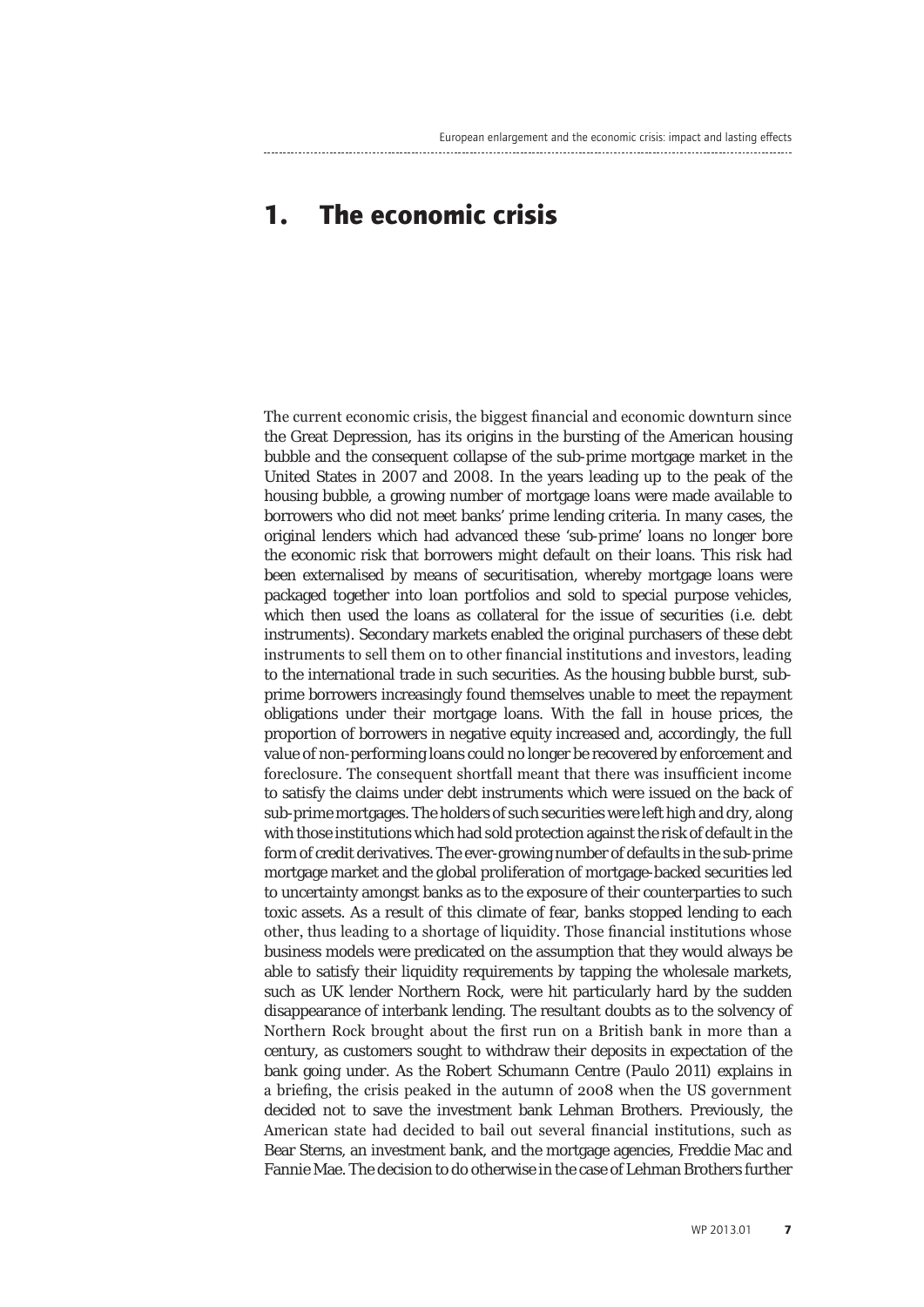# 1. The economic crisis

The current economic crisis, the biggest financial and economic downturn since the Great Depression, has its origins in the bursting of the American housing bubble and the consequent collapse of the sub-prime mortgage market in the United States in 2007 and 2008. In the years leading up to the peak of the housing bubble, a growing number of mortgage loans were made available to borrowers who did not meet banks' prime lending criteria. In many cases, the original lenders which had advanced these 'sub-prime' loans no longer bore the economic risk that borrowers might default on their loans. This risk had been externalised by means of securitisation, whereby mortgage loans were packaged together into loan portfolios and sold to special purpose vehicles, which then used the loans as collateral for the issue of securities (i.e. debt instruments). Secondary markets enabled the original purchasers of these debt instruments to sell them on to other financial institutions and investors, leading to the international trade in such securities. As the housing bubble burst, sub-prime borrowers increasingly found themselves unable to meet the repayment obligations under their mortgage loans. With the fall in house prices, the proportion of borrowers in negative equity increased and, accordingly, the full value of non-performing loans could no longer be recovered by enforcement and foreclosure. The consequent shortfall meant that there was insufficient income to satisfy the claims under debt instruments which were issued on the back of sub-prime mortgages. The holders of such securities were left high and dry, along with those institutions which had sold protection against the risk of default in the form of credit derivatives. The ever-growing number of defaults in the sub-prime mortgage market and the global proliferation of mortgage-backed securities led to uncertainty amongst banks as to the exposure of their counterparties to such toxic assets. As a result of this climate of fear, banks stopped lending to each other, thus leading to a shortage of liquidity. Those financial institutions whose business models were predicated on the assumption that they would always be able to satisfy their liquidity requirements by tapping the wholesale markets, such as UK lender Northern Rock, were hit particularly hard by the sudden disappearance of interbank lending. The resultant doubts as to the solvency of Northern Rock brought about the first run on a British bank in more than a century, as customers sought to withdraw their deposits in expectation of the bank going under. As the Robert Schumann Centre (Paulo 2011) explains in a briefing, the crisis peaked in the autumn of 2008 when the US government decided not to save the investment bank Lehman Brothers. Previously, the American state had decided to bail out several financial institutions, such as Bear Sterns, an investment bank, and the mortgage agencies, Freddie Mac and Fannie Mae. The decision to do otherwise in the case of Lehman Brothers further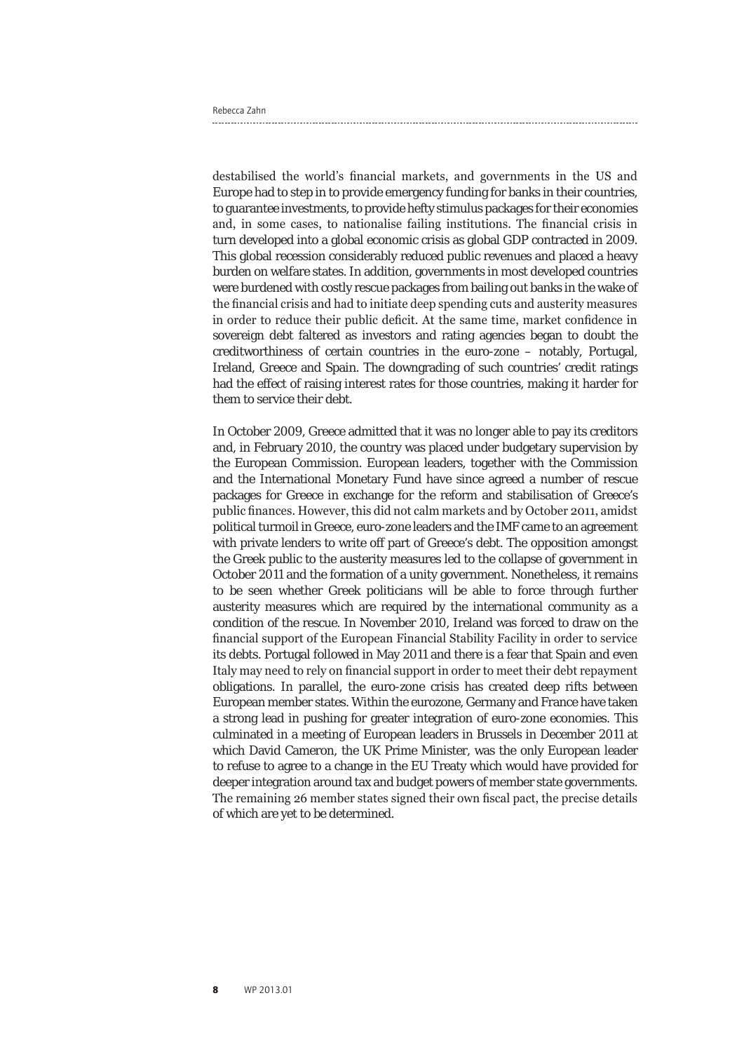destabilised the world's financial markets, and governments in the US and Europe had to step in to provide emergency funding for banks in their countries, to guarantee investments, to provide hefty stimulus packages for their economies and, in some cases, to nationalise failing institutions. The financial crisis in turn developed into a global economic crisis as global GDP contracted in 2009. This global recession considerably reduced public revenues and placed a heavy burden on welfare states. In addition, governments in most developed countries were burdened with costly rescue packages from bailing out banks in the wake of the financial crisis and had to initiate deep spending cuts and austerity measures in order to reduce their public deficit. At the same time, market confidence in sovereign debt faltered as investors and rating agencies began to doubt the creditworthiness of certain countries in the euro-zone – notably, Portugal, Ireland, Greece and Spain. The downgrading of such countries' credit ratings had the effect of raising interest rates for those countries, making it harder for them to service their debt.

In October 2009, Greece admitted that it was no longer able to pay its creditors and, in February 2010, the country was placed under budgetary supervision by the European Commission. European leaders, together with the Commission and the International Monetary Fund have since agreed a number of rescue packages for Greece in exchange for the reform and stabilisation of Greece's public finances. However, this did not calm markets and by October 2011, amidst political turmoil in Greece, euro-zone leaders and the IMF came to an agreement with private lenders to write off part of Greece's debt. The opposition amongst the Greek public to the austerity measures led to the collapse of government in October 2011 and the formation of a unity government. Nonetheless, it remains to be seen whether Greek politicians will be able to force through further austerity measures which are required by the international community as a condition of the rescue. In November 2010, Ireland was forced to draw on the financial support of the European Financial Stability Facility in order to service its debts. Portugal followed in May 2011 and there is a fear that Spain and even Italy may need to rely on financial support in order to meet their debt repayment obligations. In parallel, the euro-zone crisis has created deep rifts between European member states. Within the eurozone, Germany and France have taken a strong lead in pushing for greater integration of euro-zone economies. This culminated in a meeting of European leaders in Brussels in December 2011 at which David Cameron, the UK Prime Minister, was the only European leader to refuse to agree to a change in the EU Treaty which would have provided for deeper integration around tax and budget powers of member state governments. The remaining 26 member states signed their own fiscal pact, the precise details of which are yet to be determined.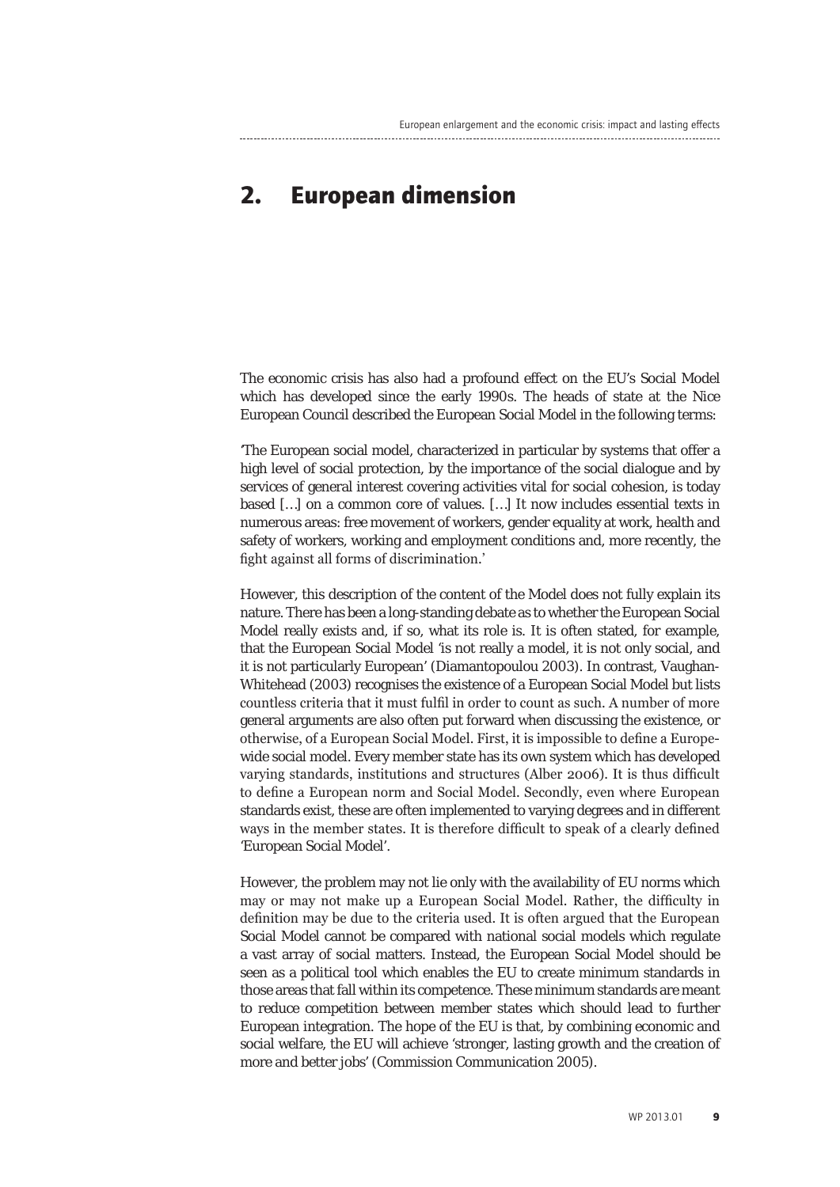# 2. European dimension

The economic crisis has also had a profound effect on the EU's Social Model which has developed since the early 1990s. The heads of state at the Nice European Council described the European Social Model in the following terms:

'The European social model, characterized in particular by systems that offer a high level of social protection, by the importance of the social dialogue and by services of general interest covering activities vital for social cohesion, is today based […] on a common core of values. […] It now includes essential texts in numerous areas: free movement of workers, gender equality at work, health and safety of workers, working and employment conditions and, more recently, the fight against all forms of discrimination.'

However, this description of the content of the Model does not fully explain its nature. There has been a long-standing debate as to whether the European Social Model really exists and, if so, what its role is. It is often stated, for example, that the European Social Model 'is not really a model, it is not only social, and it is not particularly European' (Diamantopoulou 2003). In contrast, Vaughan-Whitehead (2003) recognises the existence of a European Social Model but lists countless criteria that it must fulfil in order to count as such. A number of more general arguments are also often put forward when discussing the existence, or otherwise, of a European Social Model. First, it is impossible to define a Europe-wide social model. Every member state has its own system which has developed varying standards, institutions and structures (Alber 2006). It is thus difficult to define a European norm and Social Model. Secondly, even where European standards exist, these are often implemented to varying degrees and in different ways in the member states. It is therefore difficult to speak of a clearly defined 'European Social Model'.

However, the problem may not lie only with the availability of EU norms which may or may not make up a European Social Model. Rather, the difficulty in definition may be due to the criteria used. It is often argued that the European Social Model cannot be compared with national social models which regulate a vast array of social matters. Instead, the European Social Model should be seen as a political tool which enables the EU to create minimum standards in those areas that fall within its competence. These minimum standards are meant to reduce competition between member states which should lead to further European integration. The hope of the EU is that, by combining economic and social welfare, the EU will achieve 'stronger, lasting growth and the creation of more and better jobs' (Commission Communication 2005).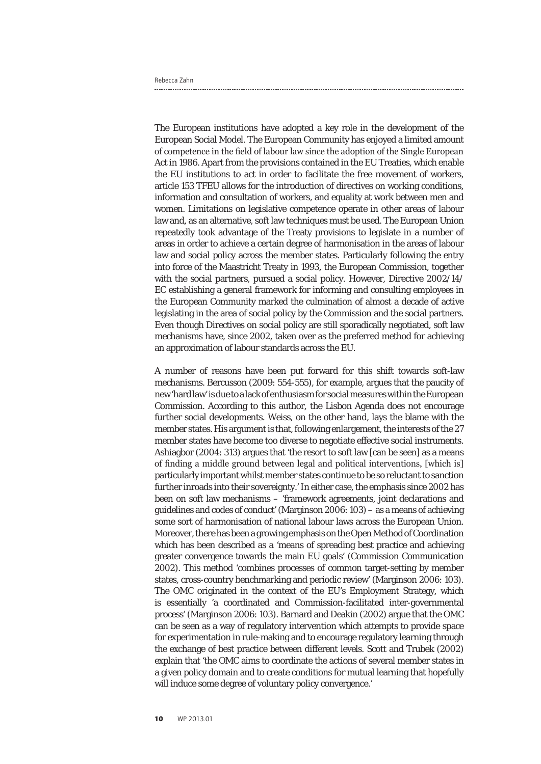The European institutions have adopted a key role in the development of the European Social Model. The European Community has enjoyed a limited amount of competence in the field of labour law since the adoption of the Single European Act in 1986. Apart from the provisions contained in the EU Treaties, which enable the EU institutions to act in order to facilitate the free movement of workers, article 153 TFEU allows for the introduction of directives on working conditions, information and consultation of workers, and equality at work between men and women. Limitations on legislative competence operate in other areas of labour law and, as an alternative, soft law techniques must be used. The European Union repeatedly took advantage of the Treaty provisions to legislate in a number of areas in order to achieve a certain degree of harmonisation in the areas of labour law and social policy across the member states. Particularly following the entry into force of the Maastricht Treaty in 1993, the European Commission, together with the social partners, pursued a social policy. However, Directive 2002/14/EC establishing a general framework for informing and consulting employees in the European Community marked the culmination of almost a decade of active legislating in the area of social policy by the Commission and the social partners. Even though Directives on social policy are still sporadically negotiated, soft law mechanisms have, since 2002, taken over as the preferred method for achieving an approximation of labour standards across the EU.

A number of reasons have been put forward for this shift towards soft-law mechanisms. Bercusson (2009: 554-555), for example, argues that the paucity of new 'hard law' is due to a lack of enthusiasm for social measures within the European Commission. According to this author, the Lisbon Agenda does not encourage further social developments. Weiss, on the other hand, lays the blame with the member states. His argument is that, following enlargement, the interests of the 27 member states have become too diverse to negotiate effective social instruments. Ashiagbor (2004: 313) argues that 'the resort to soft law [can be seen] as a means of finding a middle ground between legal and political interventions, [which is] particularly important whilst member states continue to be so reluctant to sanction further inroads into their sovereignty.' In either case, the emphasis since 2002 has been on soft law mechanisms – 'framework agreements, joint declarations and guidelines and codes of conduct' (Marginson 2006: 103) – as a means of achieving some sort of harmonisation of national labour laws across the European Union. Moreover, there has been a growing emphasis on the Open Method of Coordination which has been described as a 'means of spreading best practice and achieving greater convergence towards the main EU goals' (Commission Communication 2002). This method 'combines processes of common target-setting by member states, cross-country benchmarking and periodic review' (Marginson 2006: 103). The OMC originated in the context of the EU's Employment Strategy, which is essentially 'a coordinated and Commission-facilitated inter-governmental process' (Marginson 2006: 103). Barnard and Deakin (2002) argue that the OMC can be seen as a way of regulatory intervention which attempts to provide space for experimentation in rule-making and to encourage regulatory learning through the exchange of best practice between different levels. Scott and Trubek (2002) explain that 'the OMC aims to coordinate the actions of several member states in a given policy domain and to create conditions for mutual learning that hopefully will induce some degree of voluntary policy convergence.'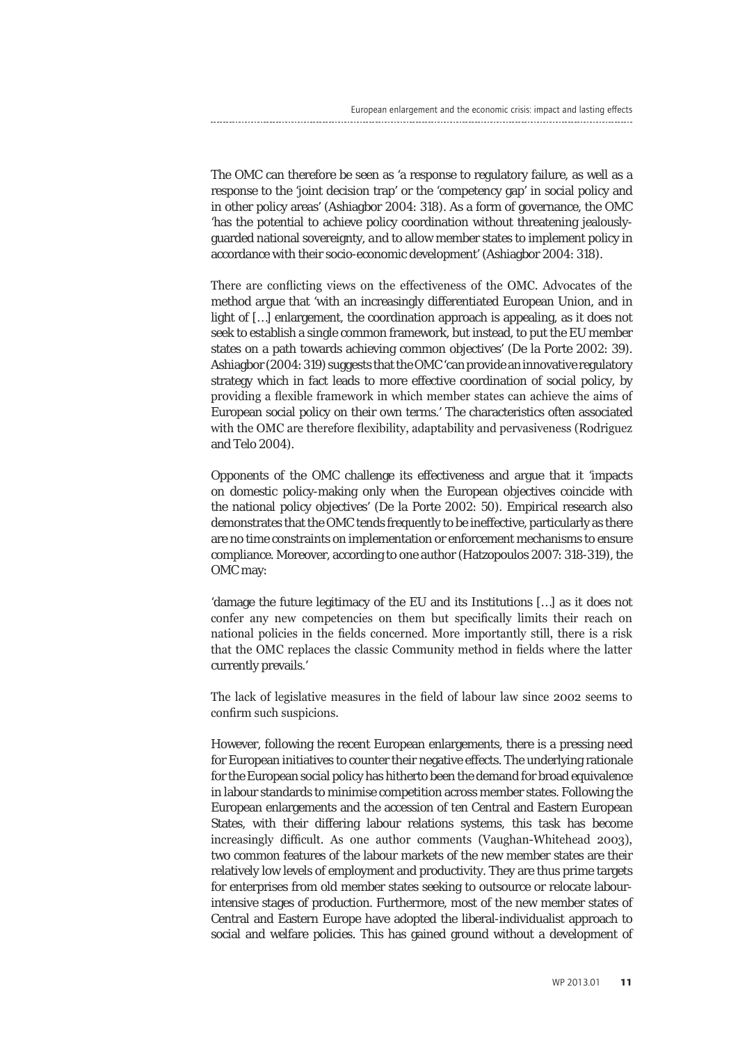The OMC can therefore be seen as 'a response to regulatory failure, as well as a response to the 'joint decision trap' or the 'competency gap' in social policy and in other policy areas' (Ashiagbor 2004: 318). As a form of governance, the OMC 'has the potential to achieve policy coordination without threatening jealously-guarded national sovereignty, and to allow member states to implement policy in accordance with their socio-economic development' (Ashiagbor 2004: 318).

There are conflicting views on the effectiveness of the OMC. Advocates of the method argue that 'with an increasingly differentiated European Union, and in light of […] enlargement, the coordination approach is appealing, as it does not seek to establish a single common framework, but instead, to put the EU member states on a path towards achieving common objectives' (De la Porte 2002: 39). Ashiagbor (2004: 319) suggests that the OMC 'can provide an innovative regulatory strategy which in fact leads to more effective coordination of social policy, by providing a flexible framework in which member states can achieve the aims of European social policy on their own terms.' The characteristics often associated with the OMC are therefore flexibility, adaptability and pervasiveness (Rodriguez and Telo 2004).

Opponents of the OMC challenge its effectiveness and argue that it 'impacts on domestic policy-making only when the European objectives coincide with the national policy objectives' (De la Porte 2002: 50). Empirical research also demonstrates that the OMC tends frequently to be ineffective, particularly as there are no time constraints on implementation or enforcement mechanisms to ensure compliance. Moreover, according to one author (Hatzopoulos 2007: 318-319), the OMC may:

'damage the future legitimacy of the EU and its Institutions […] as it does not confer any new competencies on them but specifically limits their reach on national policies in the fields concerned. More importantly still, there is a risk that the OMC replaces the classic Community method in fields where the latter currently prevails.'

The lack of legislative measures in the field of labour law since 2002 seems to confirm such suspicions.

However, following the recent European enlargements, there is a pressing need for European initiatives to counter their negative effects. The underlying rationale for the European social policy has hitherto been the demand for broad equivalence in labour standards to minimise competition across member states. Following the European enlargements and the accession of ten Central and Eastern European States, with their differing labour relations systems, this task has become increasingly difficult. As one author comments (Vaughan-Whitehead 2003), two common features of the labour markets of the new member states are their relatively low levels of employment and productivity. They are thus prime targets for enterprises from old member states seeking to outsource or relocate labour-intensive stages of production. Furthermore, most of the new member states of Central and Eastern Europe have adopted the liberal-individualist approach to social and welfare policies. This has gained ground without a development of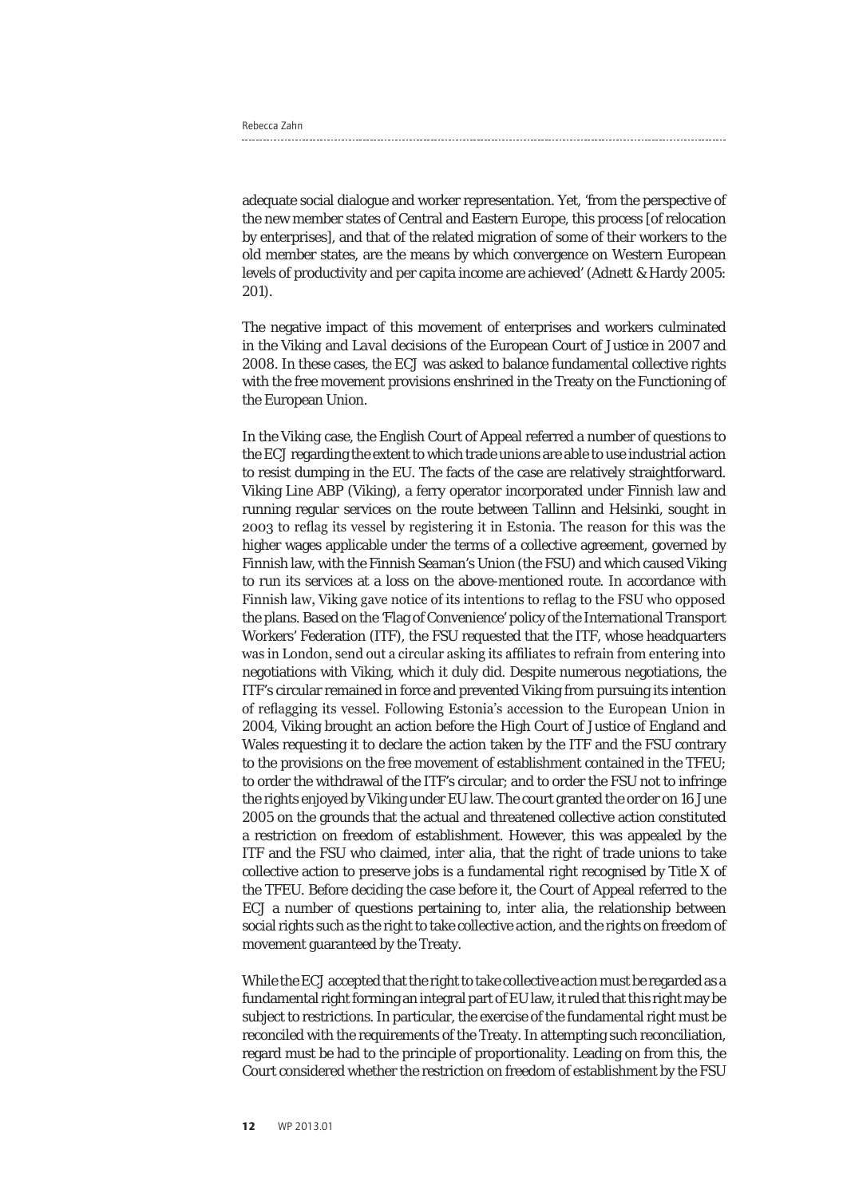adequate social dialogue and worker representation. Yet, 'from the perspective of the new member states of Central and Eastern Europe, this process [of relocation by enterprises], and that of the related migration of some of their workers to the old member states, are the means by which convergence on Western European levels of productivity and per capita income are achieved' (Adnett & Hardy 2005: 201).

The negative impact of this movement of enterprises and workers culminated in the Viking and *Laval* decisions of the European Court of Justice in 2007 and 2008. In these cases, the ECJ was asked to balance fundamental collective rights with the free movement provisions enshrined in the Treaty on the Functioning of the European Union.

In the Viking case, the English Court of Appeal referred a number of questions to the ECJ regarding the extent to which trade unions are able to use industrial action to resist dumping in the EU. The facts of the case are relatively straightforward. Viking Line ABP (Viking), a ferry operator incorporated under Finnish law and running regular services on the route between Tallinn and Helsinki, sought in 2003 to reflag its vessel by registering it in Estonia. The reason for this was the higher wages applicable under the terms of a collective agreement, governed by Finnish law, with the Finnish Seaman's Union (the FSU) and which caused Viking to run its services at a loss on the above-mentioned route. In accordance with Finnish law, Viking gave notice of its intentions to reflag to the FSU who opposed the plans. Based on the 'Flag of Convenience' policy of the International Transport Workers' Federation (ITF), the FSU requested that the ITF, whose headquarters was in London, send out a circular asking its affiliates to refrain from entering into negotiations with Viking, which it duly did. Despite numerous negotiations, the ITF's circular remained in force and prevented Viking from pursuing its intention of reflagging its vessel. Following Estonia's accession to the European Union in 2004, Viking brought an action before the High Court of Justice of England and Wales requesting it to declare the action taken by the ITF and the FSU contrary to the provisions on the free movement of establishment contained in the TFEU; to order the withdrawal of the ITF's circular; and to order the FSU not to infringe the rights enjoyed by Viking under EU law. The court granted the order on 16 June 2005 on the grounds that the actual and threatened collective action constituted a restriction on freedom of establishment. However, this was appealed by the ITF and the FSU who claimed, *inter alia*, that the right of trade unions to take collective action to preserve jobs is a fundamental right recognised by Title X of the TFEU. Before deciding the case before it, the Court of Appeal referred to the ECJ a number of questions pertaining to, *inter alia*, the relationship between social rights such as the right to take collective action, and the rights on freedom of movement guaranteed by the Treaty.

While the ECJ accepted that the right to take collective action must be regarded as a fundamental right forming an integral part of EU law, it ruled that this right may be subject to restrictions. In particular, the exercise of the fundamental right must be reconciled with the requirements of the Treaty. In attempting such reconciliation, regard must be had to the principle of proportionality. Leading on from this, the Court considered whether the restriction on freedom of establishment by the FSU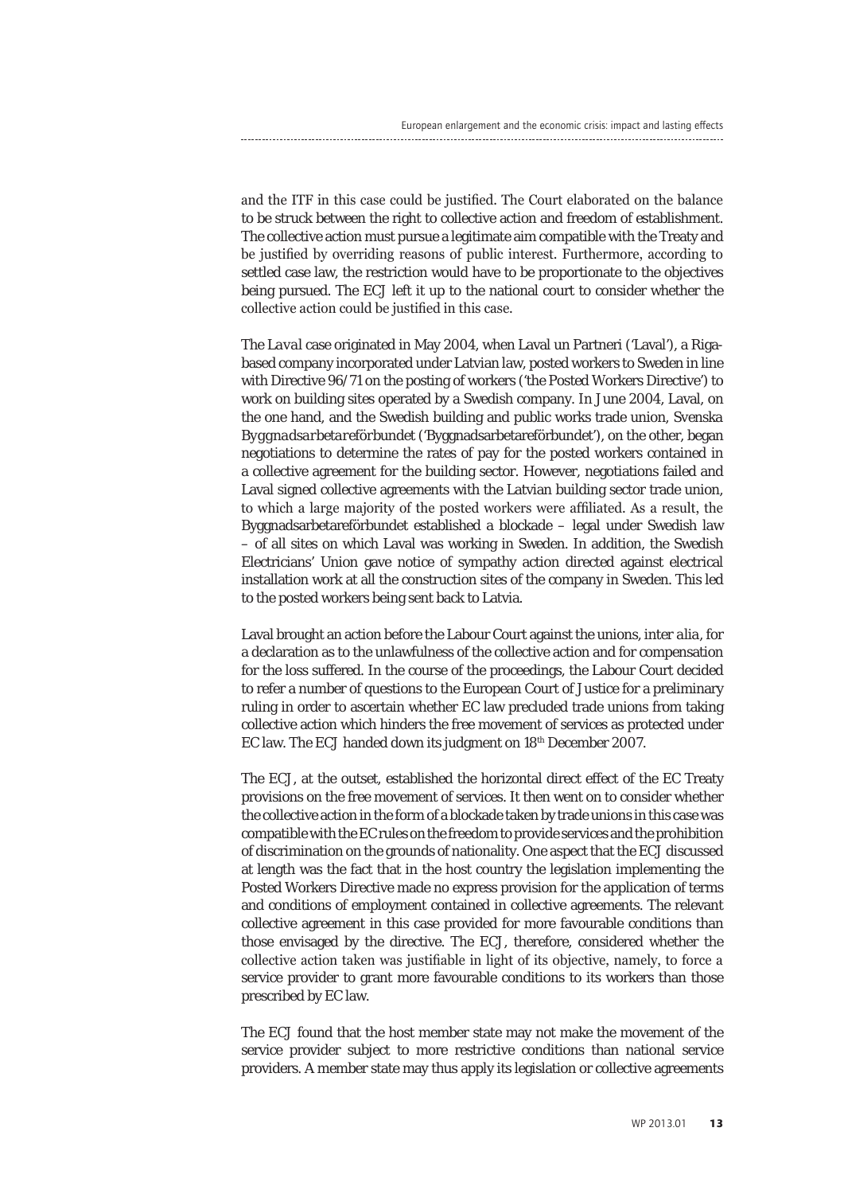and the ITF in this case could be justified. The Court elaborated on the balance to be struck between the right to collective action and freedom of establishment. The collective action must pursue a legitimate aim compatible with the Treaty and be justified by overriding reasons of public interest. Furthermore, according to settled case law, the restriction would have to be proportionate to the objectives being pursued. The ECJ left it up to the national court to consider whether the collective action could be justified in this case.

The *Laval* case originated in May 2004, when Laval un Partneri ('Laval'), a Riga-based company incorporated under Latvian law, posted workers to Sweden in line with Directive 96/71 on the posting of workers ('the Posted Workers Directive') to work on building sites operated by a Swedish company. In June 2004, Laval, on the one hand, and the Swedish building and public works trade union, Svenska *Byggnadsarbetareförbundet* ('Byggnadsarbetareförbundet'), on the other, began negotiations to determine the rates of pay for the posted workers contained in a collective agreement for the building sector. However, negotiations failed and Laval signed collective agreements with the Latvian building sector trade union, to which a large majority of the posted workers were affiliated. As a result, the Byggnadsarbetareförbundet established a blockade – legal under Swedish law – of all sites on which Laval was working in Sweden. In addition, the Swedish Electricians' Union gave notice of sympathy action directed against electrical installation work at all the construction sites of the company in Sweden. This led to the posted workers being sent back to Latvia.

Laval brought an action before the Labour Court against the unions, *inter alia*, for a declaration as to the unlawfulness of the collective action and for compensation for the loss suffered. In the course of the proceedings, the Labour Court decided to refer a number of questions to the European Court of Justice for a preliminary ruling in order to ascertain whether EC law precluded trade unions from taking collective action which hinders the free movement of services as protected under EC law. The ECJ handed down its judgment on 18th December 2007.

The ECJ, at the outset, established the horizontal direct effect of the EC Treaty provisions on the free movement of services. It then went on to consider whether the collective action in the form of a blockade taken by trade unions in this case was compatible with the EC rules on the freedom to provide services and the prohibition of discrimination on the grounds of nationality. One aspect that the ECJ discussed at length was the fact that in the host country the legislation implementing the Posted Workers Directive made no express provision for the application of terms and conditions of employment contained in collective agreements. The relevant collective agreement in this case provided for more favourable conditions than those envisaged by the directive. The ECJ, therefore, considered whether the collective action taken was justifiable in light of its objective, namely, to force a service provider to grant more favourable conditions to its workers than those prescribed by EC law.

The ECJ found that the host member state may not make the movement of the service provider subject to more restrictive conditions than national service providers. A member state may thus apply its legislation or collective agreements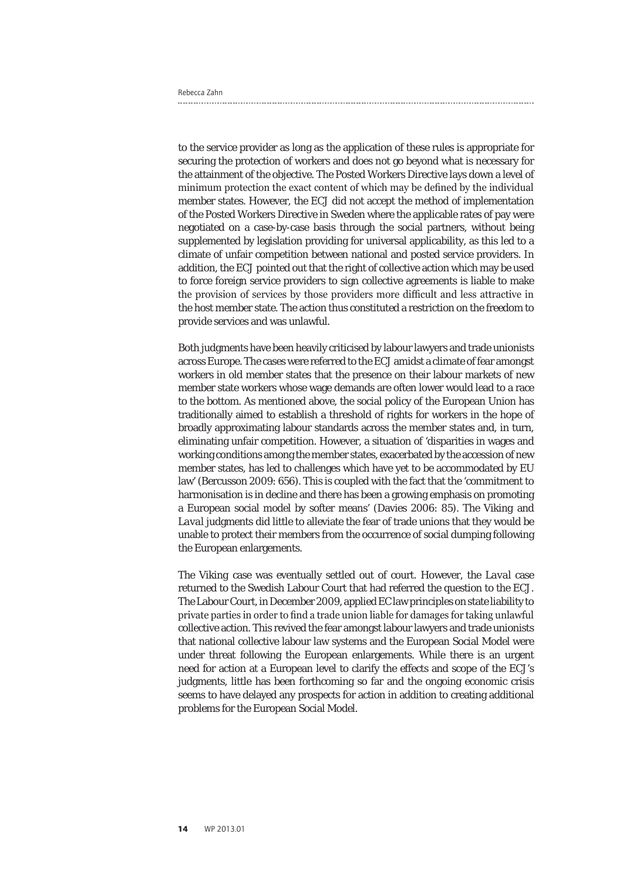to the service provider as long as the application of these rules is appropriate for securing the protection of workers and does not go beyond what is necessary for the attainment of the objective. The Posted Workers Directive lays down a level of minimum protection the exact content of which may be defined by the individual member states. However, the ECJ did not accept the method of implementation of the Posted Workers Directive in Sweden where the applicable rates of pay were negotiated on a case-by-case basis through the social partners, without being supplemented by legislation providing for universal applicability, as this led to a climate of unfair competition between national and posted service providers. In addition, the ECJ pointed out that the right of collective action which may be used to force foreign service providers to sign collective agreements is liable to make the provision of services by those providers more difficult and less attractive in the host member state. The action thus constituted a restriction on the freedom to provide services and was unlawful.

Both judgments have been heavily criticised by labour lawyers and trade unionists across Europe. The cases were referred to the ECJ amidst a climate of fear amongst workers in old member states that the presence on their labour markets of new member state workers whose wage demands are often lower would lead to a race to the bottom. As mentioned above, the social policy of the European Union has traditionally aimed to establish a threshold of rights for workers in the hope of broadly approximating labour standards across the member states and, in turn, eliminating unfair competition. However, a situation of 'disparities in wages and working conditions among the member states, exacerbated by the accession of new member states, has led to challenges which have yet to be accommodated by EU law' (Bercusson 2009: 656). This is coupled with the fact that the 'commitment to harmonisation is in decline and there has been a growing emphasis on promoting a European social model by softer means' (Davies 2006: 85). The *Viking* and *Laval* judgments did little to alleviate the fear of trade unions that they would be unable to protect their members from the occurrence of social dumping following the European enlargements.

The *Viking* case was eventually settled out of court. However, the *Laval* case returned to the Swedish Labour Court that had referred the question to the ECJ. The Labour Court, in December 2009, applied EC law principles on state liability to private parties in order to find a trade union liable for damages for taking unlawful collective action. This revived the fear amongst labour lawyers and trade unionists that national collective labour law systems and the European Social Model were under threat following the European enlargements. While there is an urgent need for action at a European level to clarify the effects and scope of the ECJ's judgments, little has been forthcoming so far and the ongoing economic crisis seems to have delayed any prospects for action in addition to creating additional problems for the European Social Model.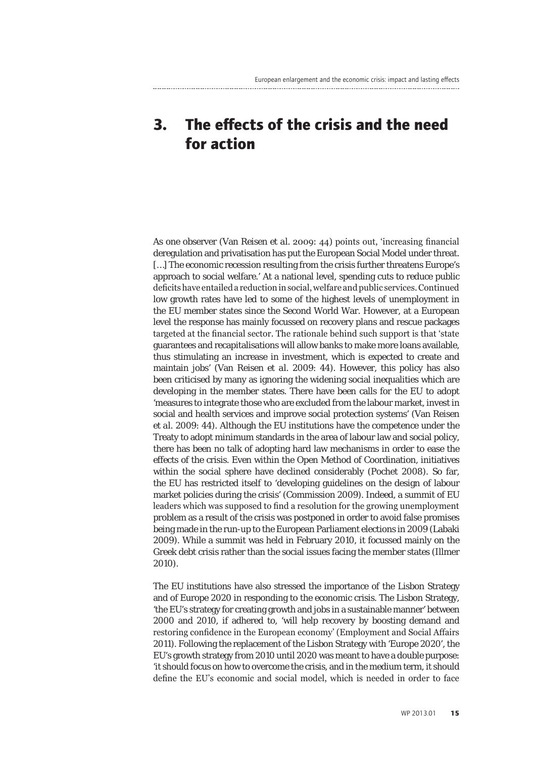# 3. The effects of the crisis and the need for action

As one observer (Van Reisen et al. 2009: 44) points out, 'increasing financial deregulation and privatisation has put the European Social Model under threat. [...] The economic recession resulting from the crisis further threatens Europe's approach to social welfare.' At a national level, spending cuts to reduce public deficits have entailed a reduction in social, welfare and public services. Continued low growth rates have led to some of the highest levels of unemployment in the EU member states since the Second World War. However, at a European level the response has mainly focussed on recovery plans and rescue packages targeted at the financial sector. The rationale behind such support is that 'state guarantees and recapitalisations will allow banks to make more loans available, thus stimulating an increase in investment, which is expected to create and maintain jobs' (Van Reisen et al. 2009: 44). However, this policy has also been criticised by many as ignoring the widening social inequalities which are developing in the member states. There have been calls for the EU to adopt 'measures to integrate those who are excluded from the labour market, invest in social and health services and improve social protection systems' (Van Reisen et al. 2009: 44). Although the EU institutions have the competence under the Treaty to adopt minimum standards in the area of labour law and social policy, there has been no talk of adopting hard law mechanisms in order to ease the effects of the crisis. Even within the Open Method of Coordination, initiatives within the social sphere have declined considerably (Pochet 2008). So far, the EU has restricted itself to 'developing guidelines on the design of labour market policies during the crisis' (Commission 2009). Indeed, a summit of EU leaders which was supposed to find a resolution for the growing unemployment problem as a result of the crisis was postponed in order to avoid false promises being made in the run-up to the European Parliament elections in 2009 (Labaki 2009). While a summit was held in February 2010, it focussed mainly on the Greek debt crisis rather than the social issues facing the member states (Illmer 2010).

The EU institutions have also stressed the importance of the Lisbon Strategy and of Europe 2020 in responding to the economic crisis. The Lisbon Strategy, 'the EU's strategy for creating growth and jobs in a sustainable manner' between 2000 and 2010, if adhered to, 'will help recovery by boosting demand and restoring confidence in the European economy' (Employment and Social Affairs 2011). Following the replacement of the Lisbon Strategy with 'Europe 2020', the EU's growth strategy from 2010 until 2020 was meant to have a double purpose: 'it should focus on how to overcome the crisis, and in the medium term, it should define the EU's economic and social model, which is needed in order to face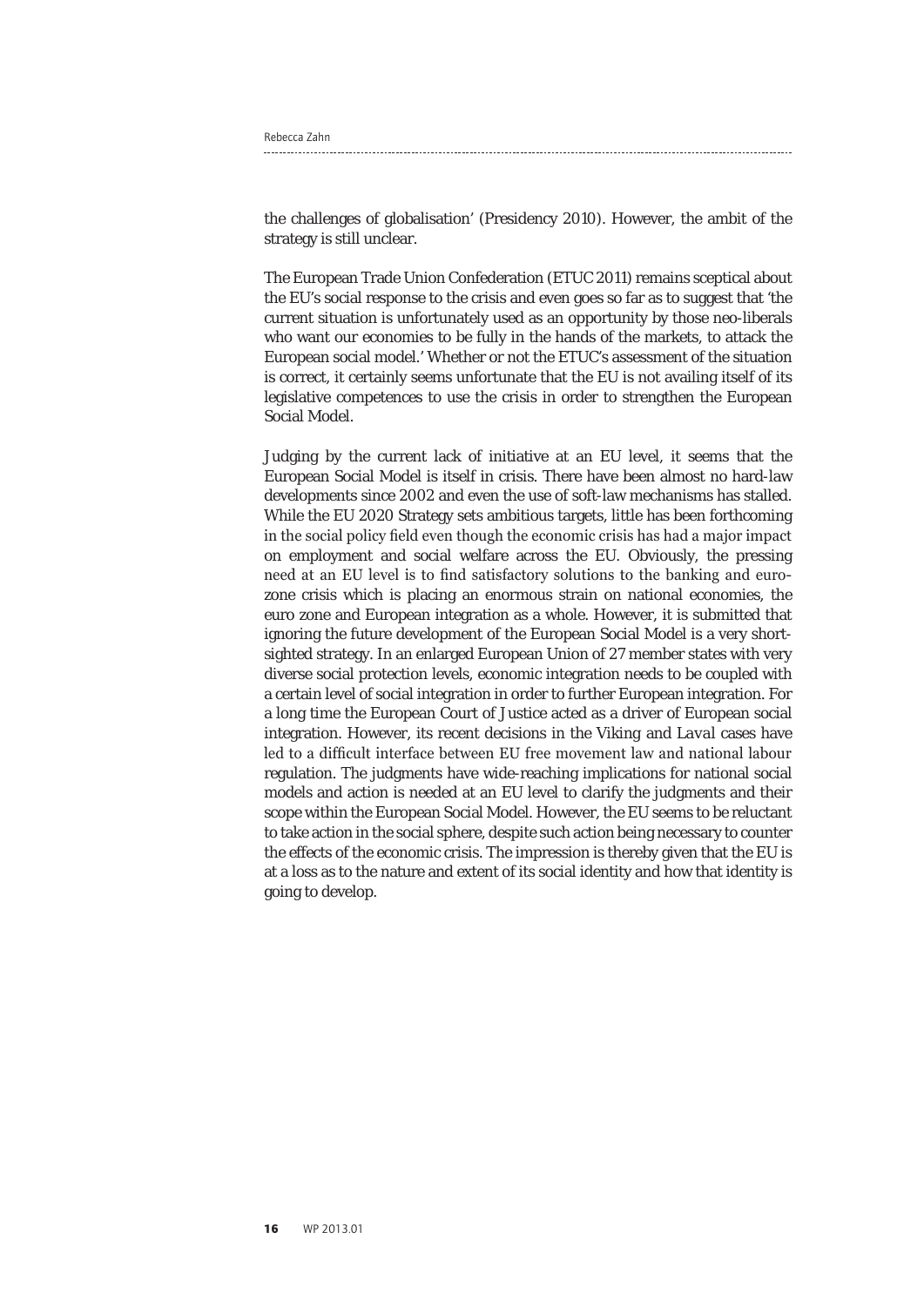the challenges of globalisation' (Presidency 2010). However, the ambit of the strategy is still unclear.

The European Trade Union Confederation (ETUC 2011) remains sceptical about the EU's social response to the crisis and even goes so far as to suggest that 'the current situation is unfortunately used as an opportunity by those neo-liberals who want our economies to be fully in the hands of the markets, to attack the European social model.' Whether or not the ETUC's assessment of the situation is correct, it certainly seems unfortunate that the EU is not availing itself of its legislative competences to use the crisis in order to strengthen the European Social Model.

Judging by the current lack of initiative at an EU level, it seems that the European Social Model is itself in crisis. There have been almost no hard-law developments since 2002 and even the use of soft-law mechanisms has stalled. While the EU 2020 Strategy sets ambitious targets, little has been forthcoming in the social policy field even though the economic crisis has had a major impact on employment and social welfare across the EU. Obviously, the pressing need at an EU level is to find satisfactory solutions to the banking and euro-zone crisis which is placing an enormous strain on national economies, the euro zone and European integration as a whole. However, it is submitted that ignoring the future development of the European Social Model is a very short-sighted strategy. In an enlarged European Union of 27 member states with very diverse social protection levels, economic integration needs to be coupled with a certain level of social integration in order to further European integration. For a long time the European Court of Justice acted as a driver of European social integration. However, its recent decisions in the *Viking* and *Laval* cases have led to a difficult interface between EU free movement law and national labour regulation. The judgments have wide-reaching implications for national social models and action is needed at an EU level to clarify the judgments and their scope within the European Social Model. However, the EU seems to be reluctant to take action in the social sphere, despite such action being necessary to counter the effects of the economic crisis. The impression is thereby given that the EU is at a loss as to the nature and extent of its social identity and how that identity is going to develop.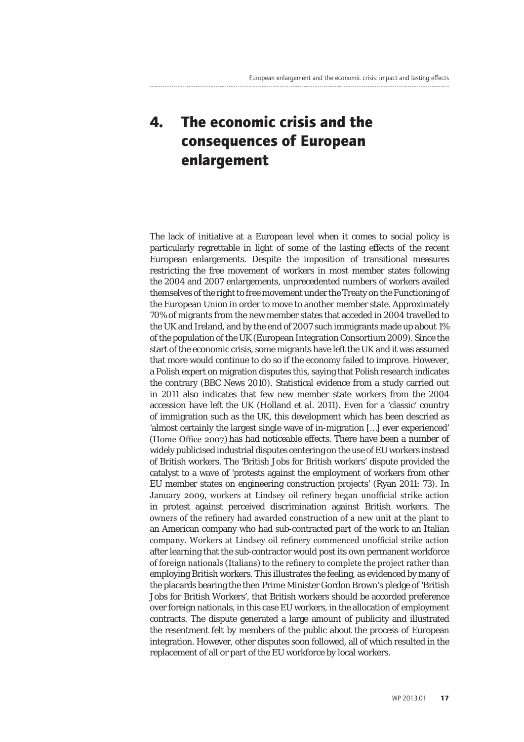# 4. The economic crisis and the consequences of European enlargement

The lack of initiative at a European level when it comes to social policy is particularly regrettable in light of some of the lasting effects of the recent European enlargements. Despite the imposition of transitional measures restricting the free movement of workers in most member states following the 2004 and 2007 enlargements, unprecedented numbers of workers availed themselves of the right to free movement under the Treaty on the Functioning of the European Union in order to move to another member state. Approximately 70% of migrants from the new member states that acceded in 2004 travelled to the UK and Ireland, and by the end of 2007 such immigrants made up about 1% of the population of the UK (European Integration Consortium 2009). Since the start of the economic crisis, some migrants have left the UK and it was assumed that more would continue to do so if the economy failed to improve. However, a Polish expert on migration disputes this, saying that Polish research indicates the contrary (BBC News 2010). Statistical evidence from a study carried out in 2011 also indicates that few new member state workers from the 2004 accession have left the UK (Holland et al. 2011). Even for a 'classic' country of immigration such as the UK, this development which has been descried as 'almost certainly the largest single wave of in-migration […] ever experienced' (Home Office 2007) has had noticeable effects. There have been a number of widely publicised industrial disputes centering on the use of EU workers instead of British workers. The 'British Jobs for British workers' dispute provided the catalyst to a wave of 'protests against the employment of workers from other EU member states on engineering construction projects' (Ryan 2011: 73). In January 2009, workers at Lindsey oil refinery began unofficial strike action in protest against perceived discrimination against British workers. The owners of the refinery had awarded construction of a new unit at the plant to an American company who had sub-contracted part of the work to an Italian company. Workers at Lindsey oil refinery commenced unofficial strike action after learning that the sub-contractor would post its own permanent workforce of foreign nationals (Italians) to the refinery to complete the project rather than employing British workers. This illustrates the feeling, as evidenced by many of the placards bearing the then Prime Minister Gordon Brown's pledge of 'British Jobs for British Workers', that British workers should be accorded preference over foreign nationals, in this case EU workers, in the allocation of employment contracts. The dispute generated a large amount of publicity and illustrated the resentment felt by members of the public about the process of European integration. However, other disputes soon followed, all of which resulted in the replacement of all or part of the EU workforce by local workers.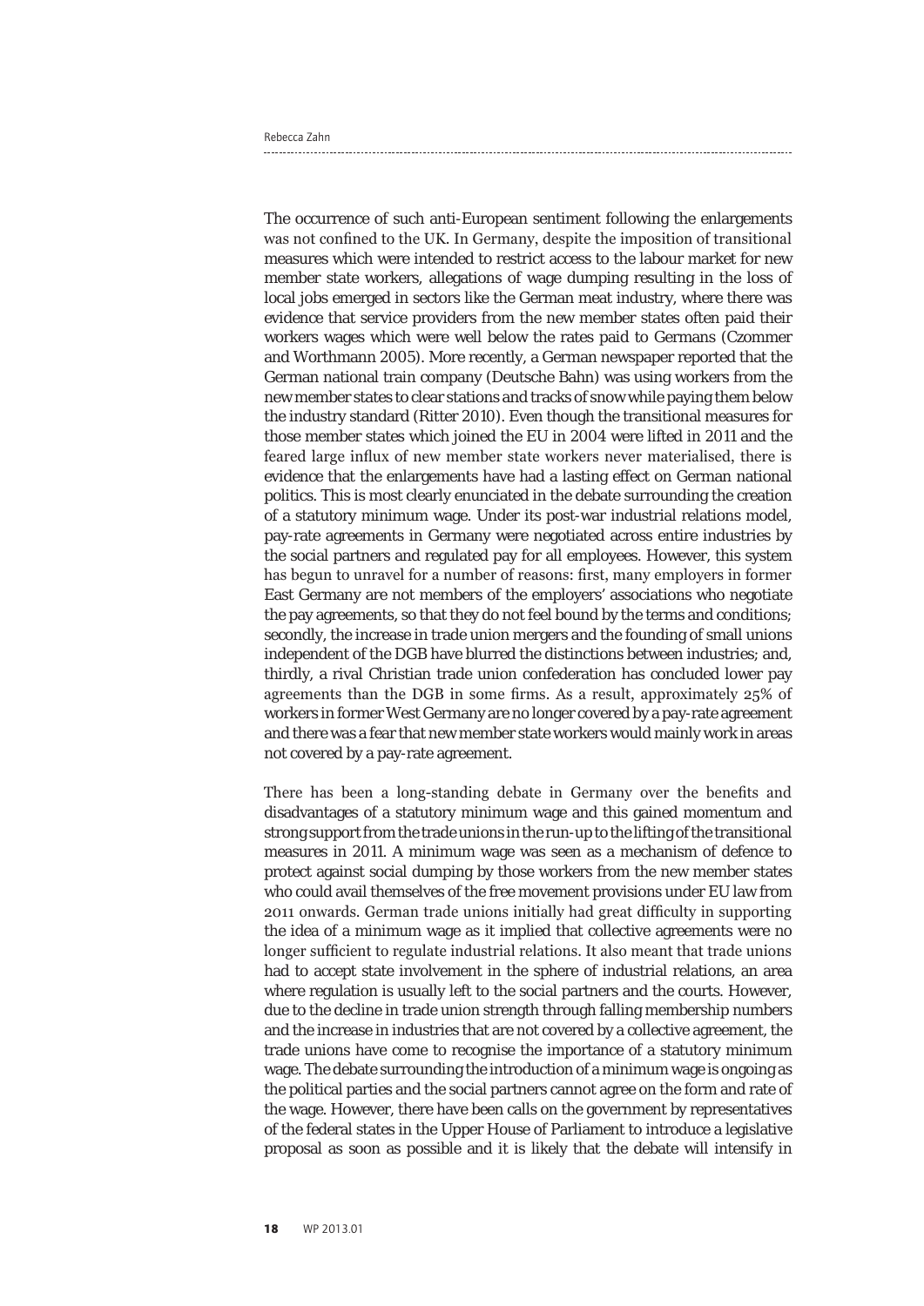The occurrence of such anti-European sentiment following the enlargements was not confined to the UK. In Germany, despite the imposition of transitional measures which were intended to restrict access to the labour market for new member state workers, allegations of wage dumping resulting in the loss of local jobs emerged in sectors like the German meat industry, where there was evidence that service providers from the new member states often paid their workers wages which were well below the rates paid to Germans (Czommer and Worthmann 2005). More recently, a German newspaper reported that the German national train company (Deutsche Bahn) was using workers from the new member states to clear stations and tracks of snow while paying them below the industry standard (Ritter 2010). Even though the transitional measures for those member states which joined the EU in 2004 were lifted in 2011 and the feared large influx of new member state workers never materialised, there is evidence that the enlargements have had a lasting effect on German national politics. This is most clearly enunciated in the debate surrounding the creation of a statutory minimum wage. Under its post-war industrial relations model, pay-rate agreements in Germany were negotiated across entire industries by the social partners and regulated pay for all employees. However, this system has begun to unravel for a number of reasons: first, many employers in former East Germany are not members of the employers' associations who negotiate the pay agreements, so that they do not feel bound by the terms and conditions; secondly, the increase in trade union mergers and the founding of small unions independent of the DGB have blurred the distinctions between industries; and, thirdly, a rival Christian trade union confederation has concluded lower pay agreements than the DGB in some firms. As a result, approximately 25% of workers in former West Germany are no longer covered by a pay-rate agreement and there was a fear that new member state workers would mainly work in areas not covered by a pay-rate agreement.

There has been a long-standing debate in Germany over the benefits and disadvantages of a statutory minimum wage and this gained momentum and strong support from the trade unions in the run-up to the lifting of the transitional measures in 2011. A minimum wage was seen as a mechanism of defence to protect against social dumping by those workers from the new member states who could avail themselves of the free movement provisions under EU law from 2011 onwards. German trade unions initially had great difficulty in supporting the idea of a minimum wage as it implied that collective agreements were no longer sufficient to regulate industrial relations. It also meant that trade unions had to accept state involvement in the sphere of industrial relations, an area where regulation is usually left to the social partners and the courts. However, due to the decline in trade union strength through falling membership numbers and the increase in industries that are not covered by a collective agreement, the trade unions have come to recognise the importance of a statutory minimum wage. The debate surrounding the introduction of a minimum wage is ongoing as the political parties and the social partners cannot agree on the form and rate of the wage. However, there have been calls on the government by representatives of the federal states in the Upper House of Parliament to introduce a legislative proposal as soon as possible and it is likely that the debate will intensify in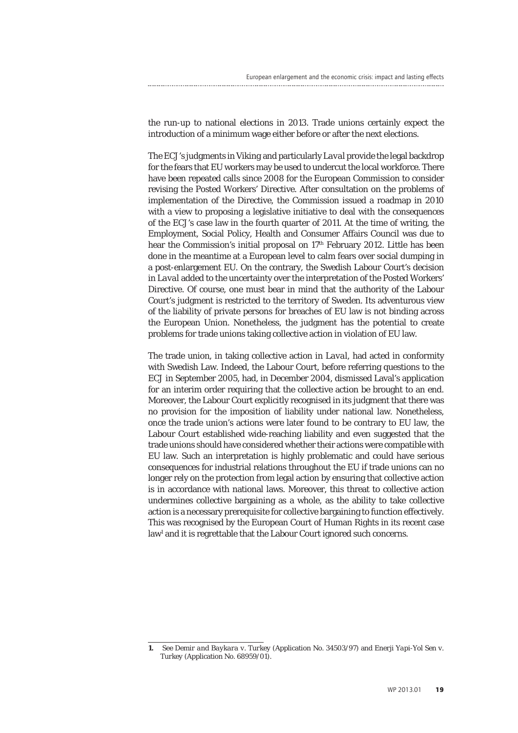the run-up to national elections in 2013. Trade unions certainly expect the introduction of a minimum wage either before or after the next elections.

The ECJ's judgments in Viking and particularly *Laval* provide the legal backdrop for the fears that EU workers may be used to undercut the local workforce. There have been repeated calls since 2008 for the European Commission to consider revising the Posted Workers' Directive. After consultation on the problems of implementation of the Directive, the Commission issued a roadmap in 2010 with a view to proposing a legislative initiative to deal with the consequences of the ECJ's case law in the fourth quarter of 2011. At the time of writing, the Employment, Social Policy, Health and Consumer Affairs Council was due to hear the Commission's initial proposal on 17th February 2012. Little has been done in the meantime at a European level to calm fears over social dumping in a post-enlargement EU. On the contrary, the Swedish Labour Court's decision in *Laval* added to the uncertainty over the interpretation of the Posted Workers' Directive. Of course, one must bear in mind that the authority of the Labour Court's judgment is restricted to the territory of Sweden. Its adventurous view of the liability of private persons for breaches of EU law is not binding across the European Union. Nonetheless, the judgment has the potential to create problems for trade unions taking collective action in violation of EU law.

The trade union, in taking collective action in *Laval*, had acted in conformity with Swedish Law. Indeed, the Labour Court, before referring questions to the ECJ in September 2005, had, in December 2004, dismissed Laval's application for an interim order requiring that the collective action be brought to an end. Moreover, the Labour Court explicitly recognised in its judgment that there was no provision for the imposition of liability under national law. Nonetheless, once the trade union's actions were later found to be contrary to EU law, the Labour Court established wide-reaching liability and even suggested that the trade unions should have considered whether their actions were compatible with EU law. Such an interpretation is highly problematic and could have serious consequences for industrial relations throughout the EU if trade unions can no longer rely on the protection from legal action by ensuring that collective action is in accordance with national laws. Moreover, this threat to collective action undermines collective bargaining as a whole, as the ability to take collective action is a necessary prerequisite for collective bargaining to function effectively. This was recognised by the European Court of Human Rights in its recent case law[1] and it is regrettable that the Labour Court ignored such concerns.

---

**1.** See *Demir and Baykara v. Turkey* (Application No. 34503/97) and *Enerji Yapi-Yol Sen v. Turkey* (Application No. 68959/01).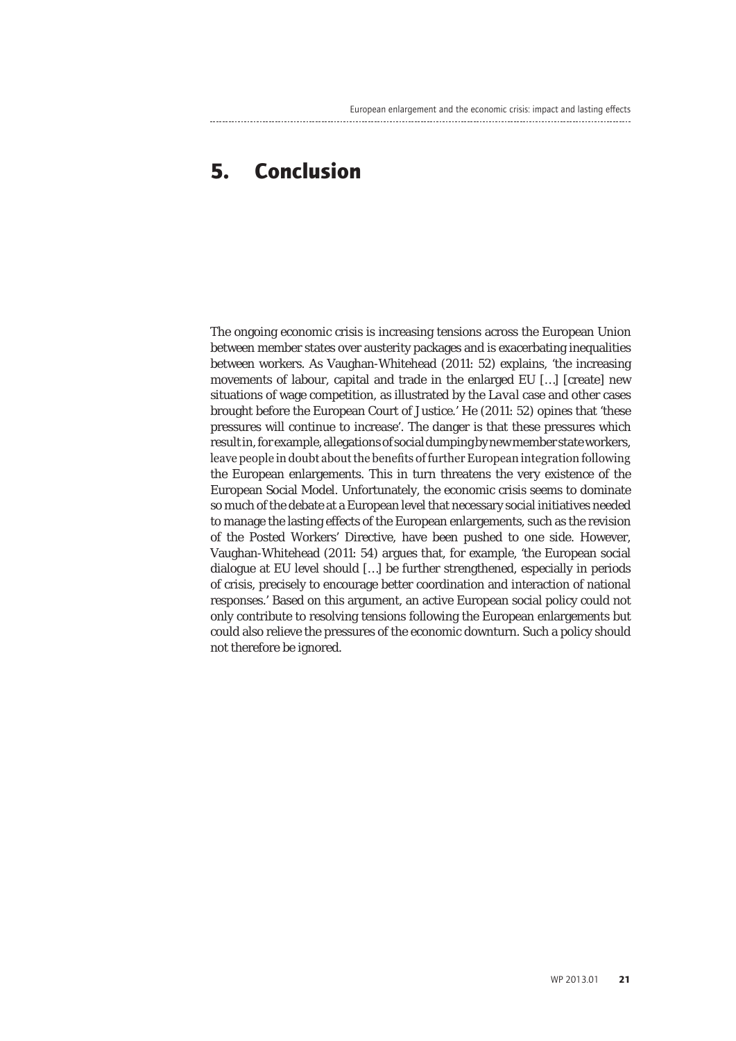# 5. Conclusion

The ongoing economic crisis is increasing tensions across the European Union between member states over austerity packages and is exacerbating inequalities between workers. As Vaughan-Whitehead (2011: 52) explains, 'the increasing movements of labour, capital and trade in the enlarged EU […] [create] new situations of wage competition, as illustrated by the *Laval* case and other cases brought before the European Court of Justice.' He (2011: 52) opines that 'these pressures will continue to increase'. The danger is that these pressures which result in, for example, allegations of social dumping by new member state workers, leave people in doubt about the benefits of further European integration following the European enlargements. This in turn threatens the very existence of the European Social Model. Unfortunately, the economic crisis seems to dominate so much of the debate at a European level that necessary social initiatives needed to manage the lasting effects of the European enlargements, such as the revision of the Posted Workers' Directive, have been pushed to one side. However, Vaughan-Whitehead (2011: 54) argues that, for example, 'the European social dialogue at EU level should […] be further strengthened, especially in periods of crisis, precisely to encourage better coordination and interaction of national responses.' Based on this argument, an active European social policy could not only contribute to resolving tensions following the European enlargements but could also relieve the pressures of the economic downturn. Such a policy should not therefore be ignored.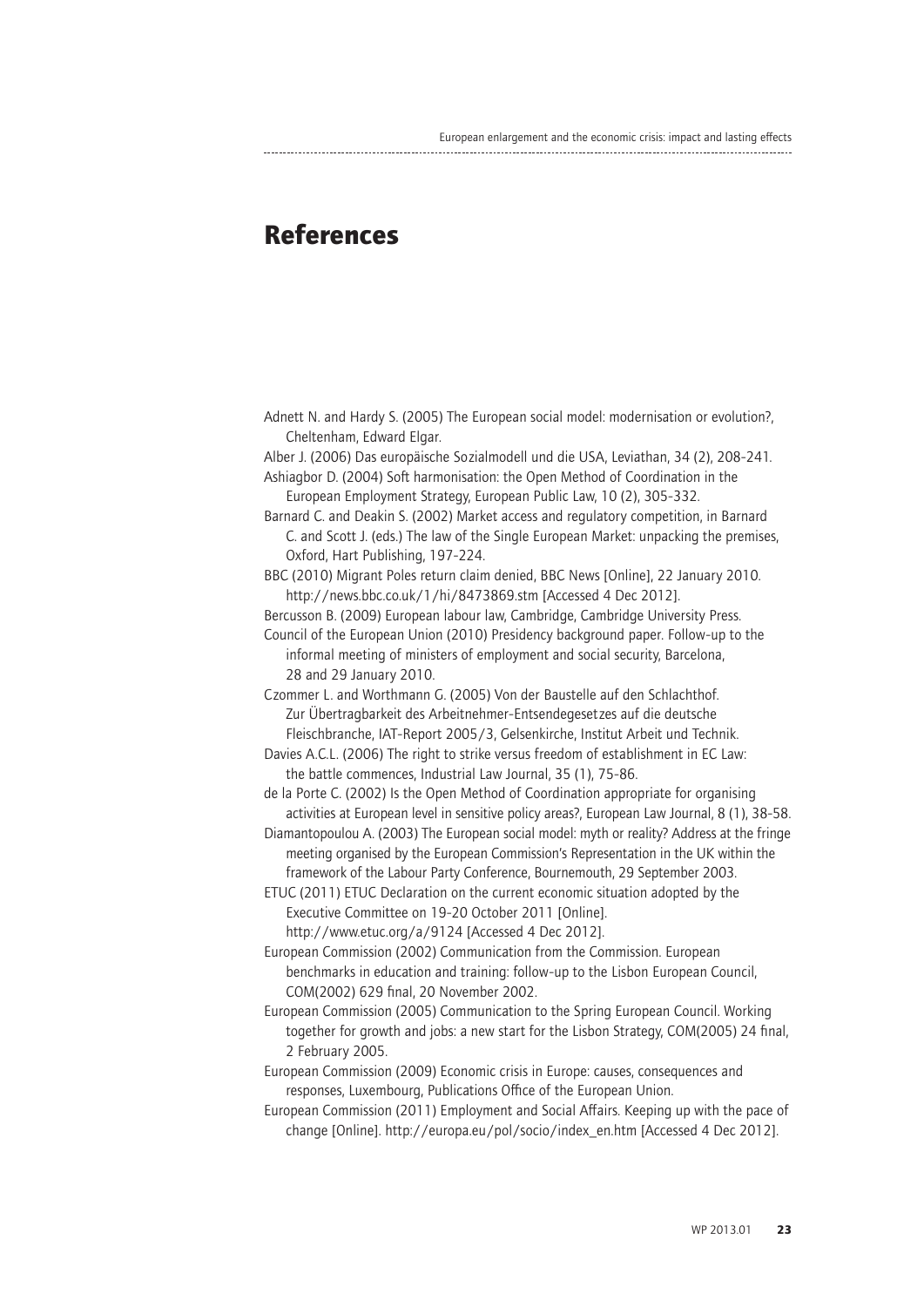# References

Adnett N. and Hardy S. (2005) The European social model: modernisation or evolution?, Cheltenham, Edward Elgar.

Alber J. (2006) Das europäische Sozialmodell und die USA, Leviathan, 34 (2), 208-241.

Ashiagbor D. (2004) Soft harmonisation: the Open Method of Coordination in the European Employment Strategy, European Public Law, 10 (2), 305-332.

Barnard C. and Deakin S. (2002) Market access and regulatory competition, in Barnard C. and Scott J. (eds.) The law of the Single European Market: unpacking the premises, Oxford, Hart Publishing, 197-224.

BBC (2010) Migrant Poles return claim denied, BBC News [Online], 22 January 2010. http://news.bbc.co.uk/1/hi/8473869.stm [Accessed 4 Dec 2012].

Bercusson B. (2009) European labour law, Cambridge, Cambridge University Press.

Council of the European Union (2010) Presidency background paper. Follow-up to the informal meeting of ministers of employment and social security, Barcelona, 28 and 29 January 2010.

Czommer L. and Worthmann G. (2005) Von der Baustelle auf den Schlachthof. Zur Übertragbarkeit des Arbeitnehmer-Entsendegesetzes auf die deutsche Fleischbranche, IAT-Report 2005/3, Gelsenkirche, Institut Arbeit und Technik.

Davies A.C.L. (2006) The right to strike versus freedom of establishment in EC Law: the battle commences, Industrial Law Journal, 35 (1), 75-86.

de la Porte C. (2002) Is the Open Method of Coordination appropriate for organising activities at European level in sensitive policy areas?, European Law Journal, 8 (1), 38-58.

Diamantopoulou A. (2003) The European social model: myth or reality? Address at the fringe meeting organised by the European Commission's Representation in the UK within the framework of the Labour Party Conference, Bournemouth, 29 September 2003.

ETUC (2011) ETUC Declaration on the current economic situation adopted by the Executive Committee on 19-20 October 2011 [Online]. http://www.etuc.org/a/9124 [Accessed 4 Dec 2012].

European Commission (2002) Communication from the Commission. European benchmarks in education and training: follow-up to the Lisbon European Council, COM(2002) 629 final, 20 November 2002.

European Commission (2005) Communication to the Spring European Council. Working together for growth and jobs: a new start for the Lisbon Strategy, COM(2005) 24 final, 2 February 2005.

European Commission (2009) Economic crisis in Europe: causes, consequences and responses, Luxembourg, Publications Office of the European Union.

European Commission (2011) Employment and Social Affairs. Keeping up with the pace of change [Online]. http://europa.eu/pol/socio/index_en.htm [Accessed 4 Dec 2012].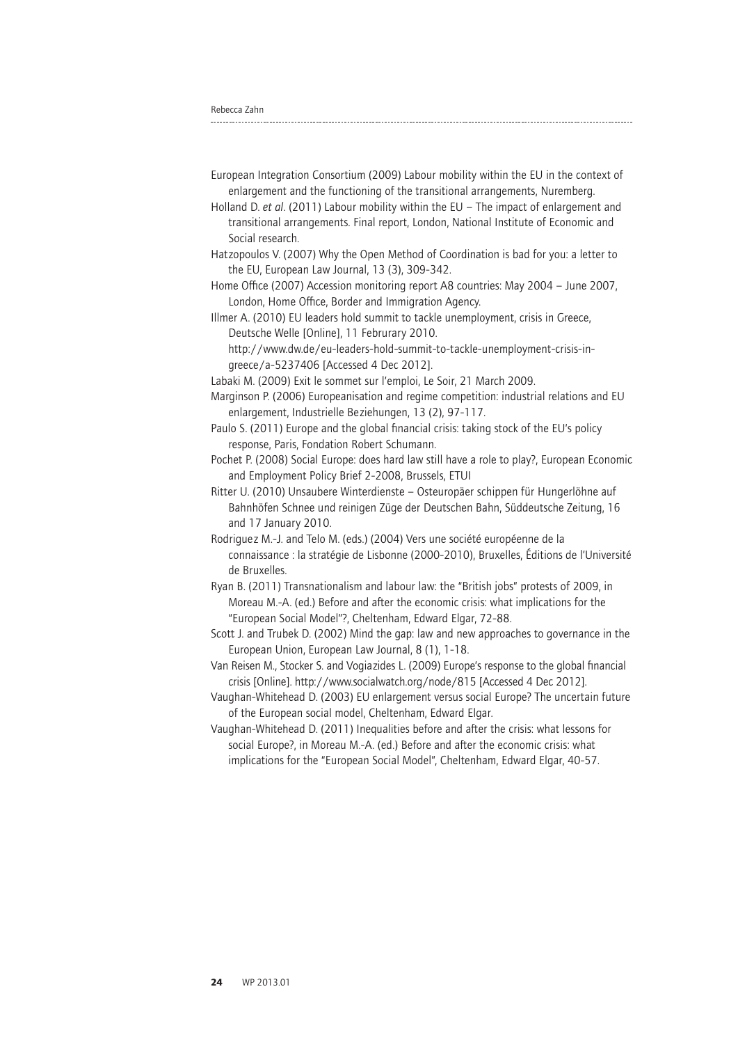European Integration Consortium (2009) Labour mobility within the EU in the context of enlargement and the functioning of the transitional arrangements, Nuremberg.

Holland D. *et al*. (2011) Labour mobility within the EU – The impact of enlargement and transitional arrangements. Final report, London, National Institute of Economic and Social research.

Hatzopoulos V. (2007) Why the Open Method of Coordination is bad for you: a letter to the EU, European Law Journal, 13 (3), 309-342.

Home Office (2007) Accession monitoring report A8 countries: May 2004 – June 2007, London, Home Office, Border and Immigration Agency.

Illmer A. (2010) EU leaders hold summit to tackle unemployment, crisis in Greece, Deutsche Welle [Online], 11 Februrary 2010. http://www.dw.de/eu-leaders-hold-summit-to-tackle-unemployment-crisis-in-greece/a-5237406 [Accessed 4 Dec 2012].

Labaki M. (2009) Exit le sommet sur l'emploi, Le Soir, 21 March 2009.

Marginson P. (2006) Europeanisation and regime competition: industrial relations and EU enlargement, Industrielle Beziehungen, 13 (2), 97-117.

Paulo S. (2011) Europe and the global financial crisis: taking stock of the EU's policy response, Paris, Fondation Robert Schumann.

Pochet P. (2008) Social Europe: does hard law still have a role to play?, European Economic and Employment Policy Brief 2-2008, Brussels, ETUI

Ritter U. (2010) Unsaubere Winterdienste – Osteuropäer schippen für Hungerlöhne auf Bahnhöfen Schnee und reinigen Züge der Deutschen Bahn, Süddeutsche Zeitung, 16 and 17 January 2010.

Rodriguez M.-J. and Telo M. (eds.) (2004) Vers une société européenne de la connaissance : la stratégie de Lisbonne (2000-2010), Bruxelles, Éditions de l'Université de Bruxelles.

Ryan B. (2011) Transnationalism and labour law: the "British jobs" protests of 2009, in Moreau M.-A. (ed.) Before and after the economic crisis: what implications for the "European Social Model"?, Cheltenham, Edward Elgar, 72-88.

Scott J. and Trubek D. (2002) Mind the gap: law and new approaches to governance in the European Union, European Law Journal, 8 (1), 1-18.

Van Reisen M., Stocker S. and Vogiazides L. (2009) Europe's response to the global financial crisis [Online]. http://www.socialwatch.org/node/815 [Accessed 4 Dec 2012].

Vaughan-Whitehead D. (2003) EU enlargement versus social Europe? The uncertain future of the European social model, Cheltenham, Edward Elgar.

Vaughan-Whitehead D. (2011) Inequalities before and after the crisis: what lessons for social Europe?, in Moreau M.-A. (ed.) Before and after the economic crisis: what implications for the "European Social Model", Cheltenham, Edward Elgar, 40-57.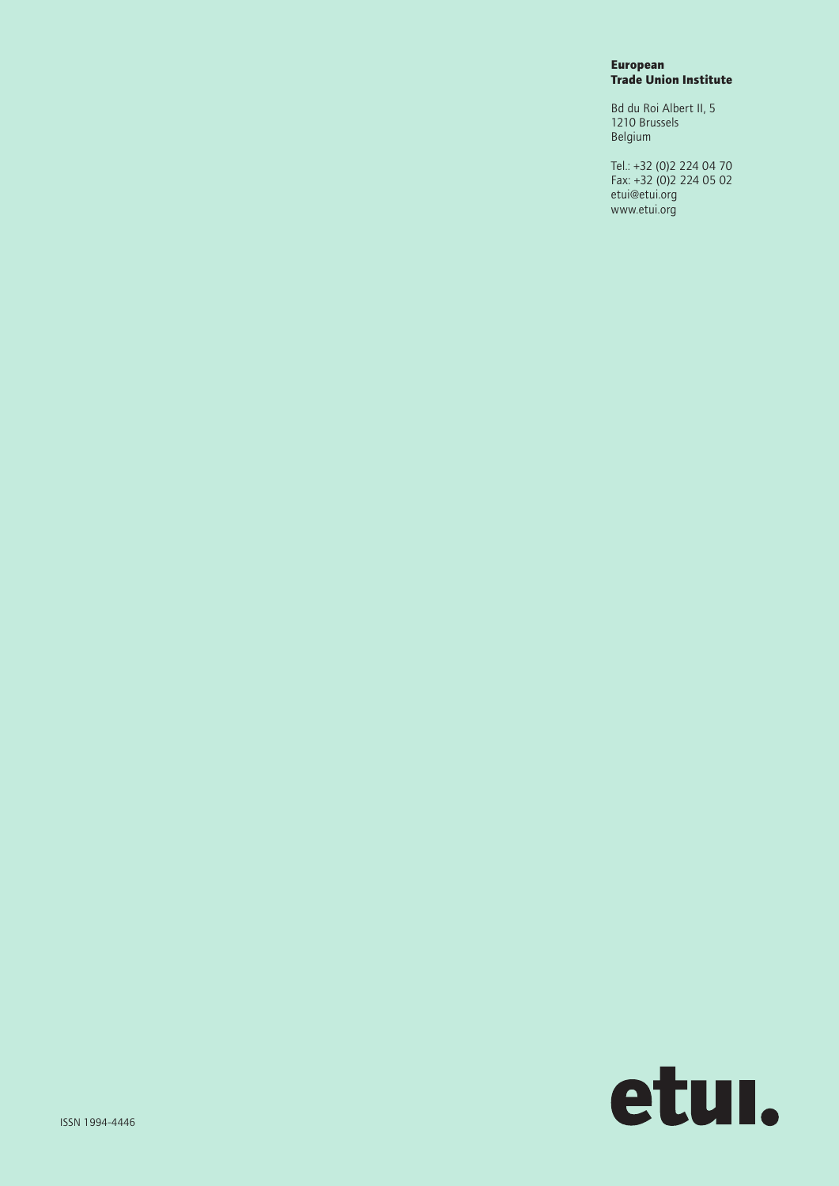**European**
**Trade Union Institute**

Bd du Roi Albert II, 5
1210 Brussels
Belgium

Tel.: +32 (0)2 224 04 70
Fax: +32 (0)2 224 05 02
etui@etui.org
www.etui.org

ISSN 1994-4446

etui.